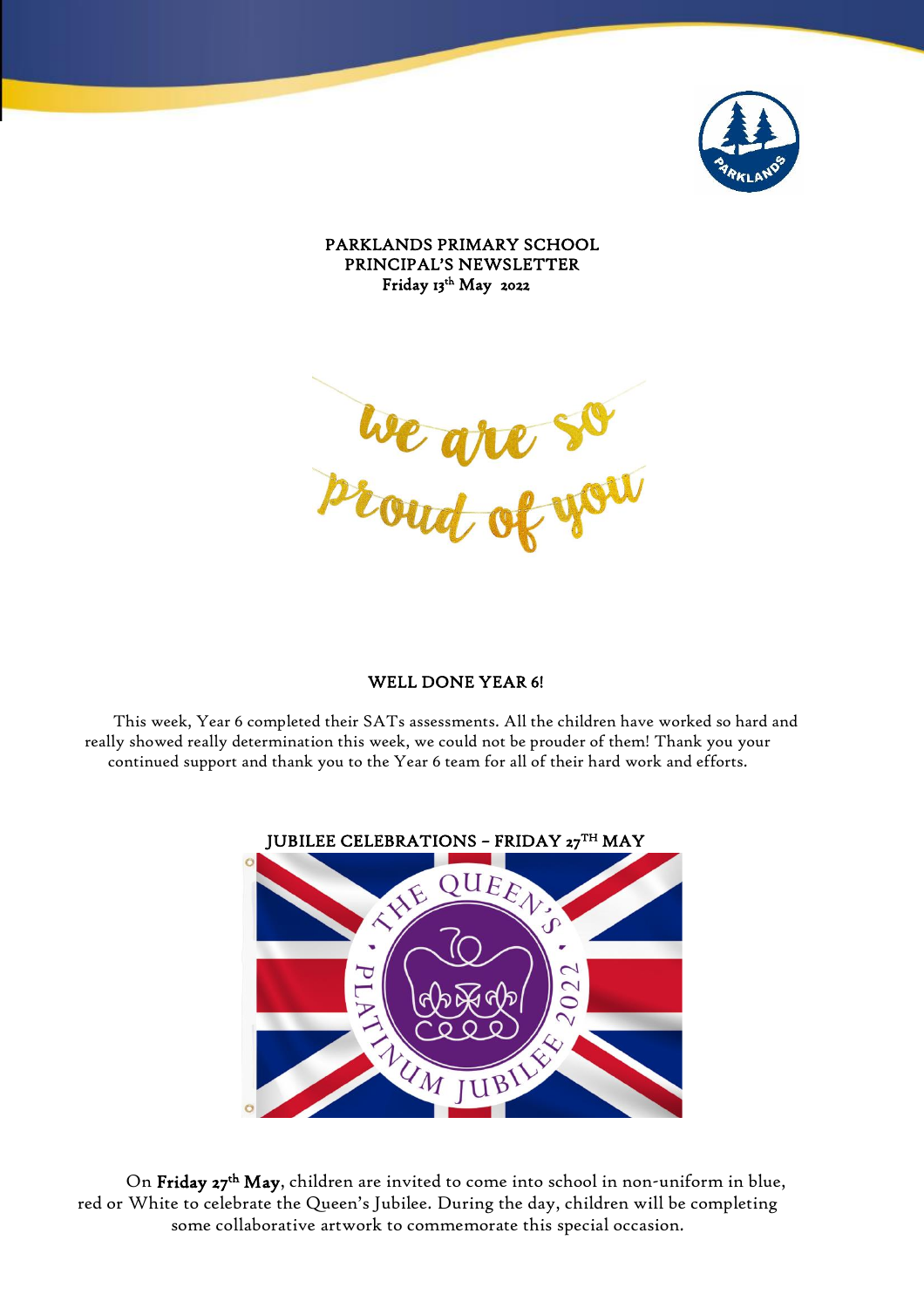PARKLANDS PRIMARY SCHOOL
PRINCIPAL'S NEWSLETTER
Friday 13th May 2022

We are so proud of you

## WELL DONE YEAR 6!

This week, Year 6 completed their SATs assessments. All the children have worked so hard and really showed really determination this week, we could not be prouder of them! Thank you your continued support and thank you to the Year 6 team for all of their hard work and efforts.

## JUBILEE CELEBRATIONS – FRIDAY 27TH MAY

On **Friday 27th May**, children are invited to come into school in non-uniform in blue, red or White to celebrate the Queen's Jubilee. During the day, children will be completing some collaborative artwork to commemorate this special occasion.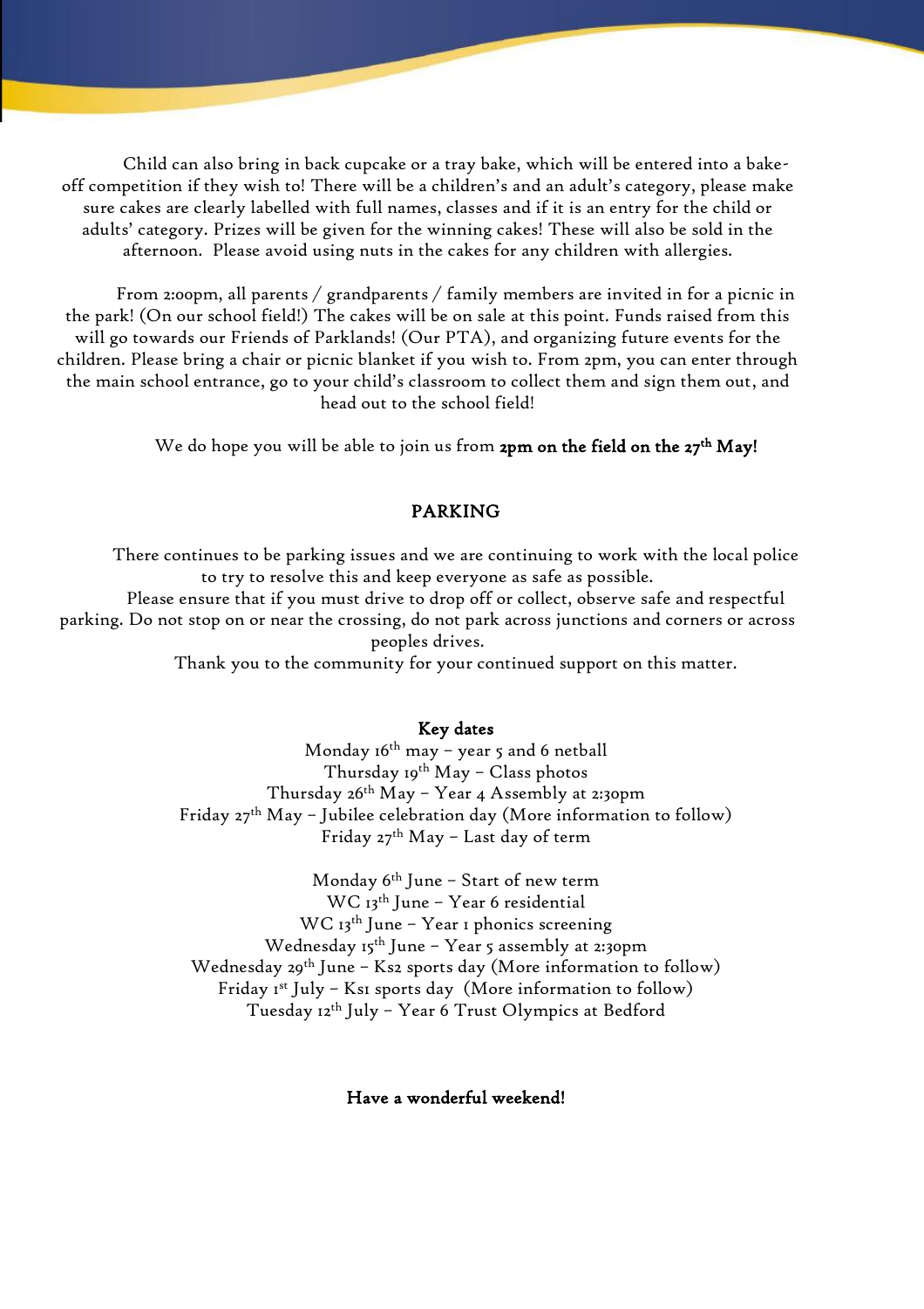Child can also bring in back cupcake or a tray bake, which will be entered into a bake-off competition if they wish to! There will be a children's and an adult's category, please make sure cakes are clearly labelled with full names, classes and if it is an entry for the child or adults' category. Prizes will be given for the winning cakes! These will also be sold in the afternoon. Please avoid using nuts in the cakes for any children with allergies.

From 2:00pm, all parents / grandparents / family members are invited in for a picnic in the park! (On our school field!) The cakes will be on sale at this point. Funds raised from this will go towards our Friends of Parklands! (Our PTA), and organizing future events for the children. Please bring a chair or picnic blanket if you wish to. From 2pm, you can enter through the main school entrance, go to your child's classroom to collect them and sign them out, and head out to the school field!

We do hope you will be able to join us from **2pm on the field on the 27th May!**

## PARKING

There continues to be parking issues and we are continuing to work with the local police to try to resolve this and keep everyone as safe as possible.

Please ensure that if you must drive to drop off or collect, observe safe and respectful parking. Do not stop on or near the crossing, do not park across junctions and corners or across peoples drives.

Thank you to the community for your continued support on this matter.

## Key dates

Monday 16th may – year 5 and 6 netball
Thursday 19th May – Class photos
Thursday 26th May – Year 4 Assembly at 2:30pm
Friday 27th May – Jubilee celebration day (More information to follow)
Friday 27th May – Last day of term

Monday 6th June – Start of new term
WC 13th June – Year 6 residential
WC 13th June – Year 1 phonics screening
Wednesday 15th June – Year 5 assembly at 2:30pm
Wednesday 29th June – Ks2 sports day (More information to follow)
Friday 1st July – Ks1 sports day (More information to follow)
Tuesday 12th July – Year 6 Trust Olympics at Bedford

**Have a wonderful weekend!**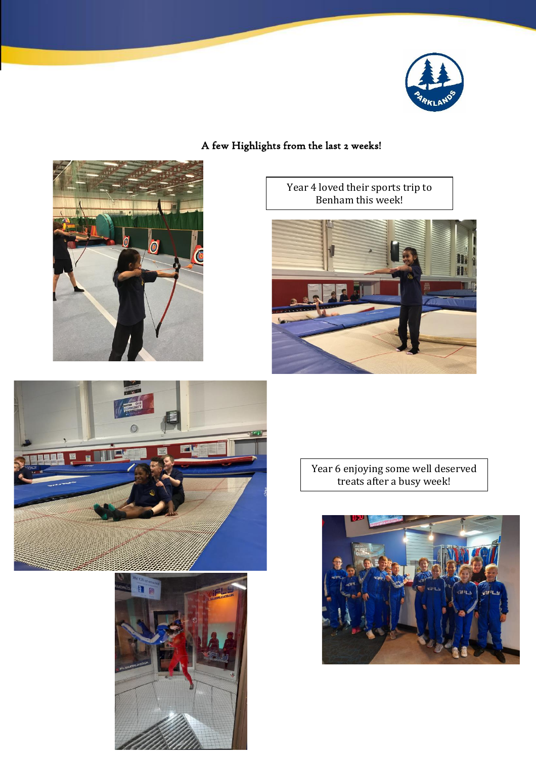A few Highlights from the last 2 weeks!

Year 4 loved their sports trip to Benham this week!

Year 6 enjoying some well deserved treats after a busy week!